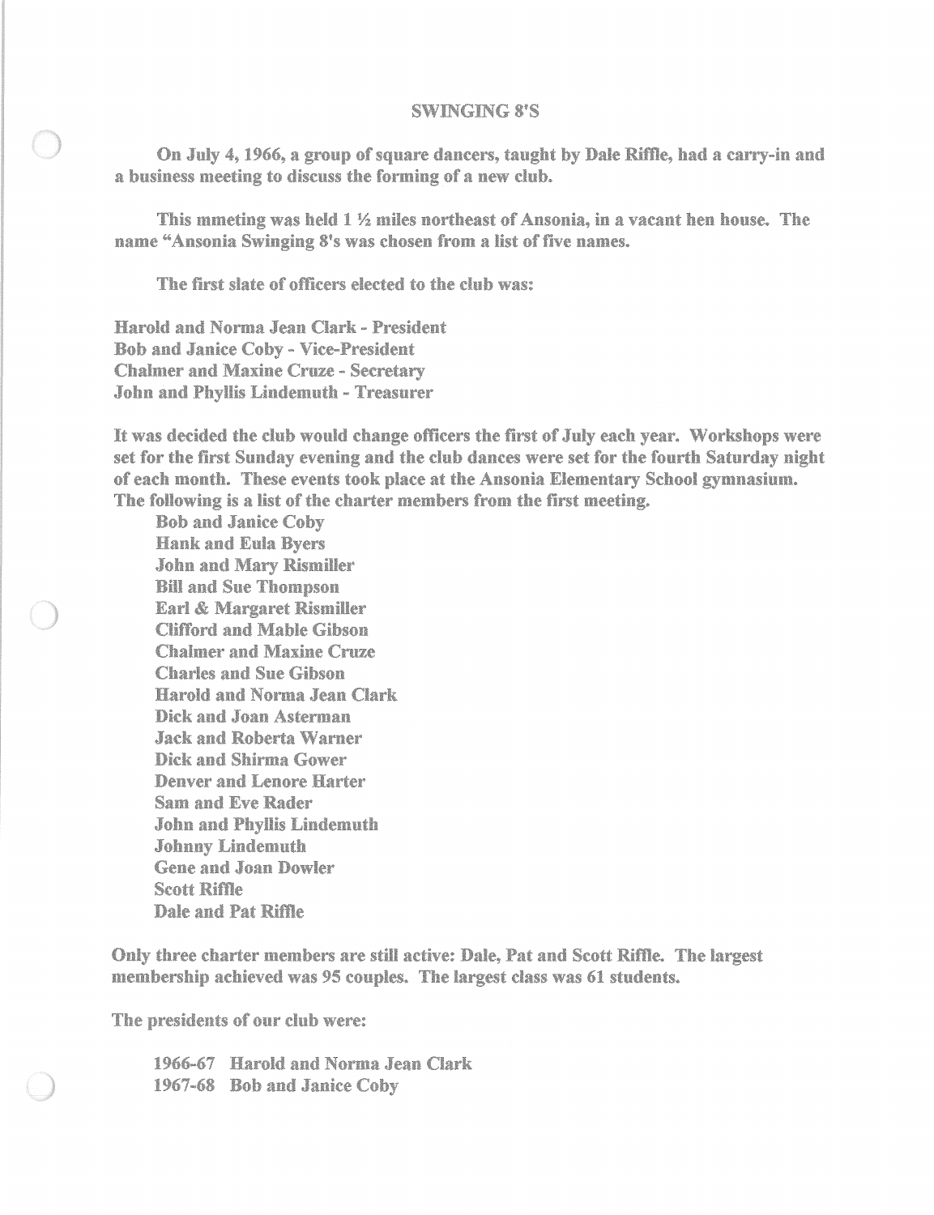# SWINGING 8'S

On July 4, 1966, a group of square dancers, taught by Dale Riffle, had a carry-in and a business meeting to discuss the forming of a new club.

This mmeting was held 1 ½ miles northeast of Ansonia, in a vacant hen house. The name "Ansonia Swinging 8's was chosen from a list of five names.

The first slate of officers elected to the club was:

Harold and Norma Jean Clark - President
Bob and Janice Coby - Vice-President
Chalmer and Maxine Cruze - Secretary
John and Phyllis Lindemuth - Treasurer

It was decided the club would change officers the first of July each year. Workshops were set for the first Sunday evening and the club dances were set for the fourth Saturday night of each month. These events took place at the Ansonia Elementary School gymnasium. The following is a list of the charter members from the first meeting.

- Bob and Janice Coby
- Hank and Eula Byers
- John and Mary Rismiller
- Bill and Sue Thompson
- Earl & Margaret Rismiller
- Clifford and Mable Gibson
- Chalmer and Maxine Cruze
- Charles and Sue Gibson
- Harold and Norma Jean Clark
- Dick and Joan Asterman
- Jack and Roberta Warner
- Dick and Shirma Gower
- Denver and Lenore Harter
- Sam and Eve Rader
- John and Phyllis Lindemuth
- Johnny Lindemuth
- Gene and Joan Dowler
- Scott Riffle
- Dale and Pat Riffle

Only three charter members are still active: Dale, Pat and Scott Riffle. The largest membership achieved was 95 couples. The largest class was 61 students.

The presidents of our club were:

1966-67 Harold and Norma Jean Clark
1967-68 Bob and Janice Coby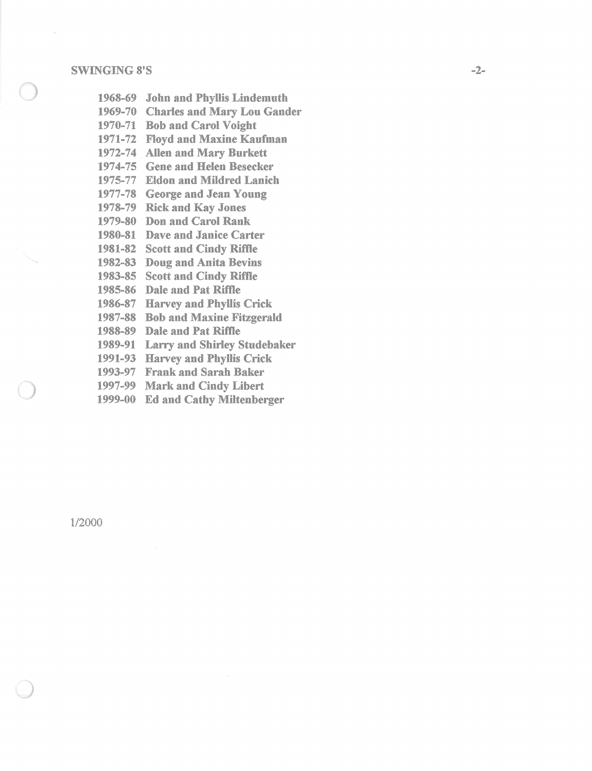SWINGING 8'S

**1968-69 John and Phyllis Lindemuth**
**1969-70 Charles and Mary Lou Gander**
**1970-71 Bob and Carol Voight**
**1971-72 Floyd and Maxine Kaufman**
**1972-74 Allen and Mary Burkett**
**1974-75 Gene and Helen Besecker**
**1975-77 Eldon and Mildred Lanich**
**1977-78 George and Jean Young**
**1978-79 Rick and Kay Jones**
**1979-80 Don and Carol Rank**
**1980-81 Dave and Janice Carter**
**1981-82 Scott and Cindy Riffle**
**1982-83 Doug and Anita Bevins**
**1983-85 Scott and Cindy Riffle**
**1985-86 Dale and Pat Riffle**
**1986-87 Harvey and Phyllis Crick**
**1987-88 Bob and Maxine Fitzgerald**
**1988-89 Dale and Pat Riffle**
**1989-91 Larry and Shirley Studebaker**
**1991-93 Harvey and Phyllis Crick**
**1993-97 Frank and Sarah Baker**
**1997-99 Mark and Cindy Libert**
**1999-00 Ed and Cathy Miltenberger**

1/2000